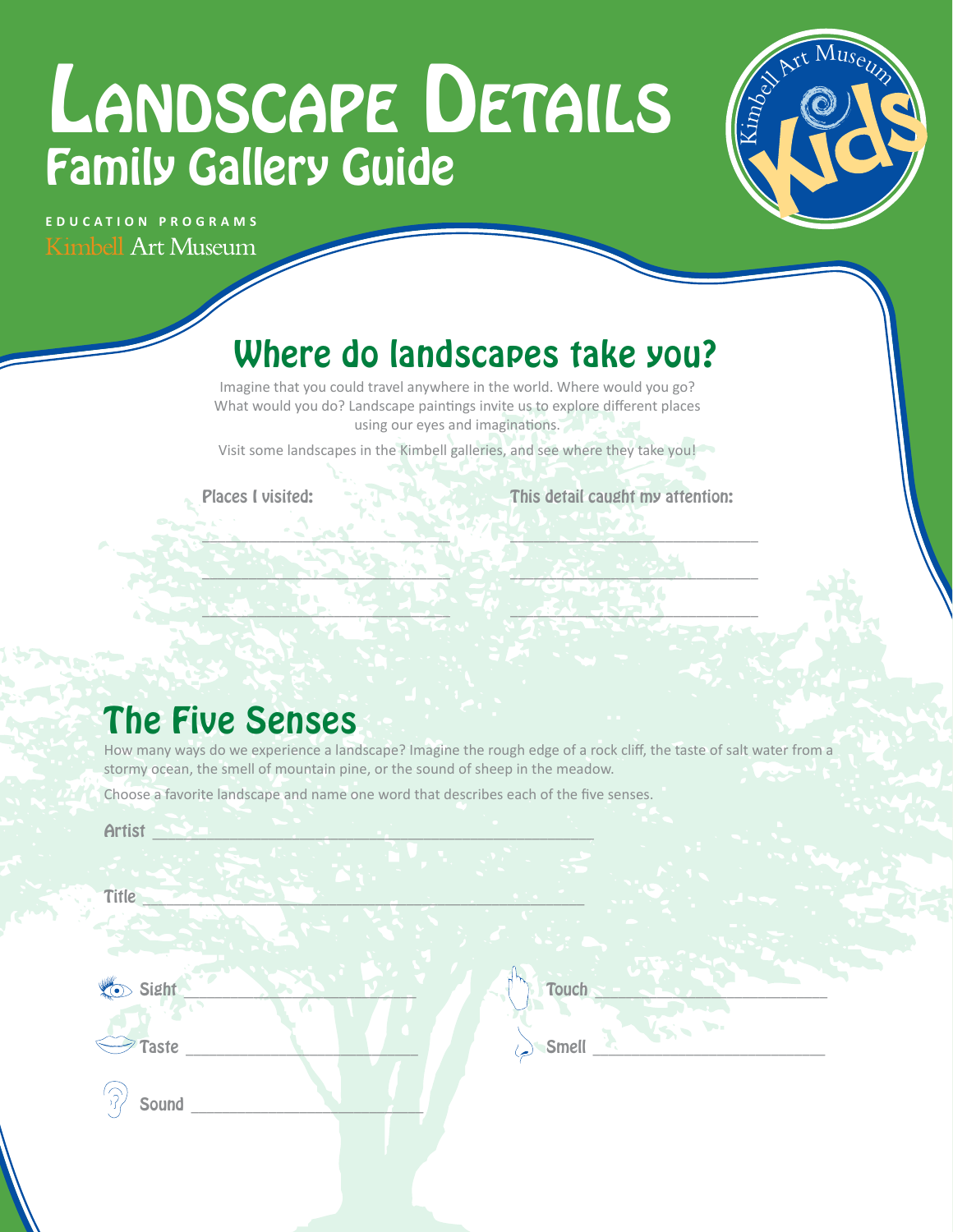# Landscape Details
## Family Gallery Guide

EDUCATION PROGRAMS
Kimbell Art Museum

Kimbell Art Museum Kids

## Where do landscapes take you?

Imagine that you could travel anywhere in the world. Where would you go? What would you do? Landscape paintings invite us to explore different places using our eyes and imaginations.

Visit some landscapes in the Kimbell galleries, and see where they take you!

| Places I visited: | This detail caught my attention: |
|---|---|
| ____________________ | ____________________ |
| ____________________ | ____________________ |
| ____________________ | ____________________ |

## The Five Senses

How many ways do we experience a landscape? Imagine the rough edge of a rock cliff, the taste of salt water from a stormy ocean, the smell of mountain pine, or the sound of sheep in the meadow.

Choose a favorite landscape and name one word that describes each of the five senses.

Artist ________________________________________

Title ________________________________________

Sight ____________________ Touch ____________________

Taste ____________________ Smell ____________________

Sound ____________________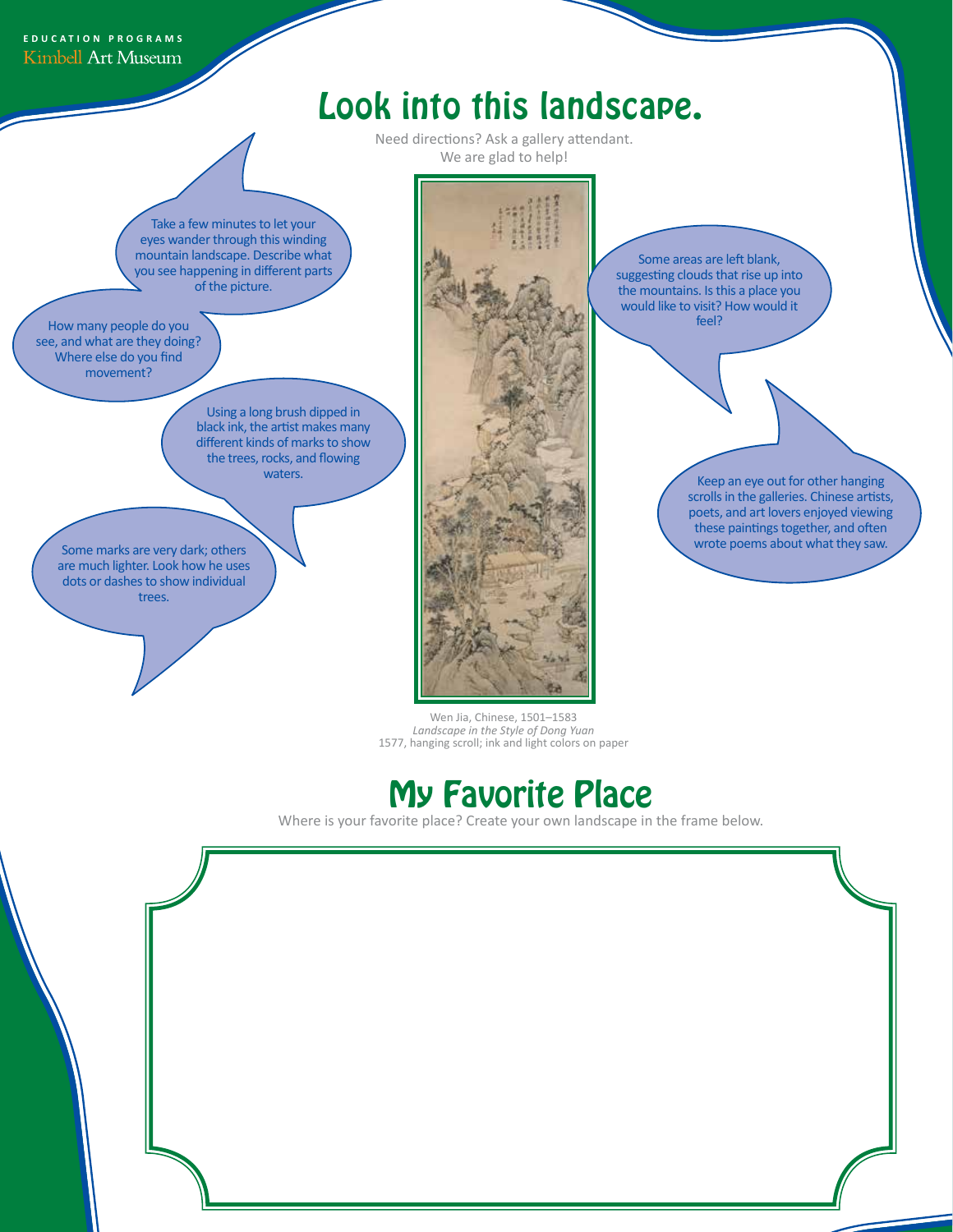EDUCATION PROGRAMS
Kimbell Art Museum

# Look into this landscape.

Need directions? Ask a gallery attendant.
We are glad to help!

Take a few minutes to let your eyes wander through this winding mountain landscape. Describe what you see happening in different parts of the picture.

How many people do you see, and what are they doing? Where else do you find movement?

Using a long brush dipped in black ink, the artist makes many different kinds of marks to show the trees, rocks, and flowing waters.

Some marks are very dark; others are much lighter. Look how he uses dots or dashes to show individual trees.

Some areas are left blank, suggesting clouds that rise up into the mountains. Is this a place you would like to visit? How would it feel?

Keep an eye out for other hanging scrolls in the galleries. Chinese artists, poets, and art lovers enjoyed viewing these paintings together, and often wrote poems about what they saw.

Wen Jia, Chinese, 1501–1583
*Landscape in the Style of Dong Yuan*
1577, hanging scroll; ink and light colors on paper

# My Favorite Place

Where is your favorite place? Create your own landscape in the frame below.